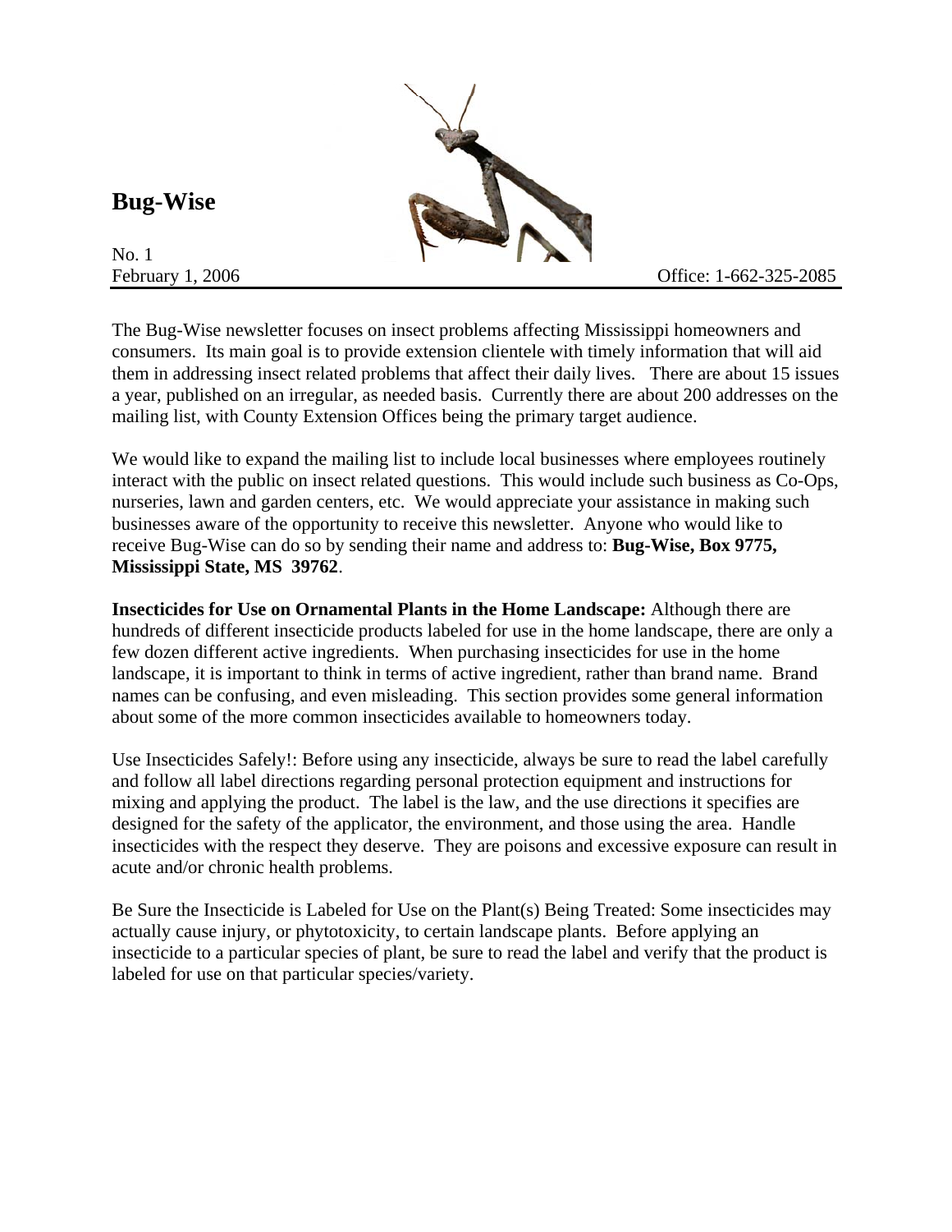# Bug-Wise

No. 1

February 1, 2006 Office: 1-662-325-2085

The Bug-Wise newsletter focuses on insect problems affecting Mississippi homeowners and consumers. Its main goal is to provide extension clientele with timely information that will aid them in addressing insect related problems that affect their daily lives. There are about 15 issues a year, published on an irregular, as needed basis. Currently there are about 200 addresses on the mailing list, with County Extension Offices being the primary target audience.

We would like to expand the mailing list to include local businesses where employees routinely interact with the public on insect related questions. This would include such business as Co-Ops, nurseries, lawn and garden centers, etc. We would appreciate your assistance in making such businesses aware of the opportunity to receive this newsletter. Anyone who would like to receive Bug-Wise can do so by sending their name and address to: **Bug-Wise, Box 9775, Mississippi State, MS 39762**.

**Insecticides for Use on Ornamental Plants in the Home Landscape:** Although there are hundreds of different insecticide products labeled for use in the home landscape, there are only a few dozen different active ingredients. When purchasing insecticides for use in the home landscape, it is important to think in terms of active ingredient, rather than brand name. Brand names can be confusing, and even misleading. This section provides some general information about some of the more common insecticides available to homeowners today.

Use Insecticides Safely!: Before using any insecticide, always be sure to read the label carefully and follow all label directions regarding personal protection equipment and instructions for mixing and applying the product. The label is the law, and the use directions it specifies are designed for the safety of the applicator, the environment, and those using the area. Handle insecticides with the respect they deserve. They are poisons and excessive exposure can result in acute and/or chronic health problems.

Be Sure the Insecticide is Labeled for Use on the Plant(s) Being Treated: Some insecticides may actually cause injury, or phytotoxicity, to certain landscape plants. Before applying an insecticide to a particular species of plant, be sure to read the label and verify that the product is labeled for use on that particular species/variety.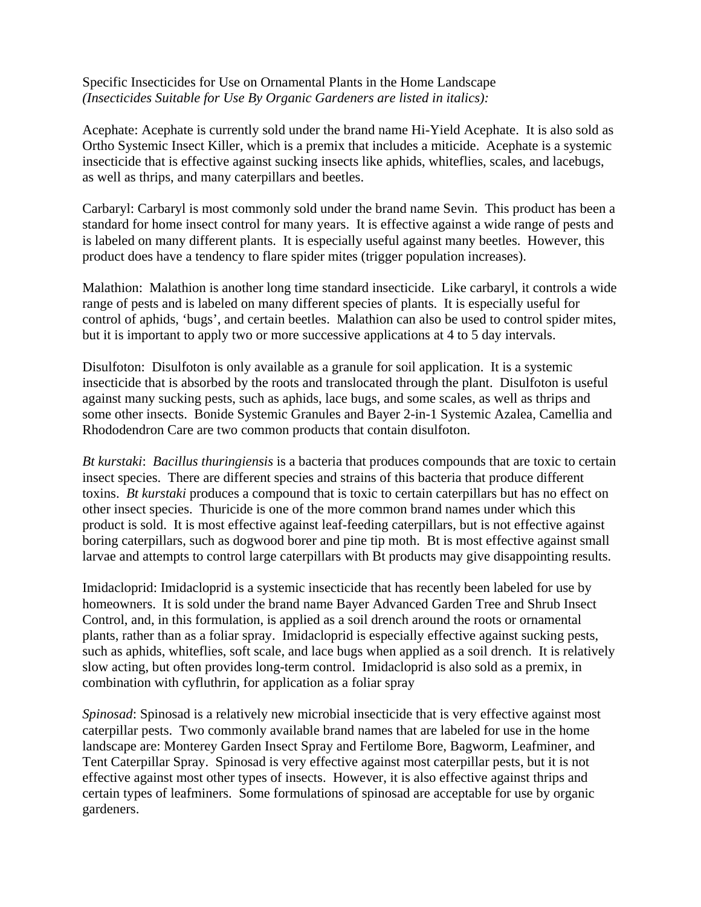Specific Insecticides for Use on Ornamental Plants in the Home Landscape
*(Insecticides Suitable for Use By Organic Gardeners are listed in italics):*

Acephate: Acephate is currently sold under the brand name Hi-Yield Acephate. It is also sold as Ortho Systemic Insect Killer, which is a premix that includes a miticide. Acephate is a systemic insecticide that is effective against sucking insects like aphids, whiteflies, scales, and lacebugs, as well as thrips, and many caterpillars and beetles.

Carbaryl: Carbaryl is most commonly sold under the brand name Sevin. This product has been a standard for home insect control for many years. It is effective against a wide range of pests and is labeled on many different plants. It is especially useful against many beetles. However, this product does have a tendency to flare spider mites (trigger population increases).

Malathion: Malathion is another long time standard insecticide. Like carbaryl, it controls a wide range of pests and is labeled on many different species of plants. It is especially useful for control of aphids, 'bugs', and certain beetles. Malathion can also be used to control spider mites, but it is important to apply two or more successive applications at 4 to 5 day intervals.

Disulfoton: Disulfoton is only available as a granule for soil application. It is a systemic insecticide that is absorbed by the roots and translocated through the plant. Disulfoton is useful against many sucking pests, such as aphids, lace bugs, and some scales, as well as thrips and some other insects. Bonide Systemic Granules and Bayer 2-in-1 Systemic Azalea, Camellia and Rhododendron Care are two common products that contain disulfoton.

*Bt kurstaki*: *Bacillus thuringiensis* is a bacteria that produces compounds that are toxic to certain insect species. There are different species and strains of this bacteria that produce different toxins. *Bt kurstaki* produces a compound that is toxic to certain caterpillars but has no effect on other insect species. Thuricide is one of the more common brand names under which this product is sold. It is most effective against leaf-feeding caterpillars, but is not effective against boring caterpillars, such as dogwood borer and pine tip moth. Bt is most effective against small larvae and attempts to control large caterpillars with Bt products may give disappointing results.

Imidacloprid: Imidacloprid is a systemic insecticide that has recently been labeled for use by homeowners. It is sold under the brand name Bayer Advanced Garden Tree and Shrub Insect Control, and, in this formulation, is applied as a soil drench around the roots or ornamental plants, rather than as a foliar spray. Imidacloprid is especially effective against sucking pests, such as aphids, whiteflies, soft scale, and lace bugs when applied as a soil drench. It is relatively slow acting, but often provides long-term control. Imidacloprid is also sold as a premix, in combination with cyfluthrin, for application as a foliar spray

*Spinosad*: Spinosad is a relatively new microbial insecticide that is very effective against most caterpillar pests. Two commonly available brand names that are labeled for use in the home landscape are: Monterey Garden Insect Spray and Fertilome Bore, Bagworm, Leafminer, and Tent Caterpillar Spray. Spinosad is very effective against most caterpillar pests, but it is not effective against most other types of insects. However, it is also effective against thrips and certain types of leafminers. Some formulations of spinosad are acceptable for use by organic gardeners.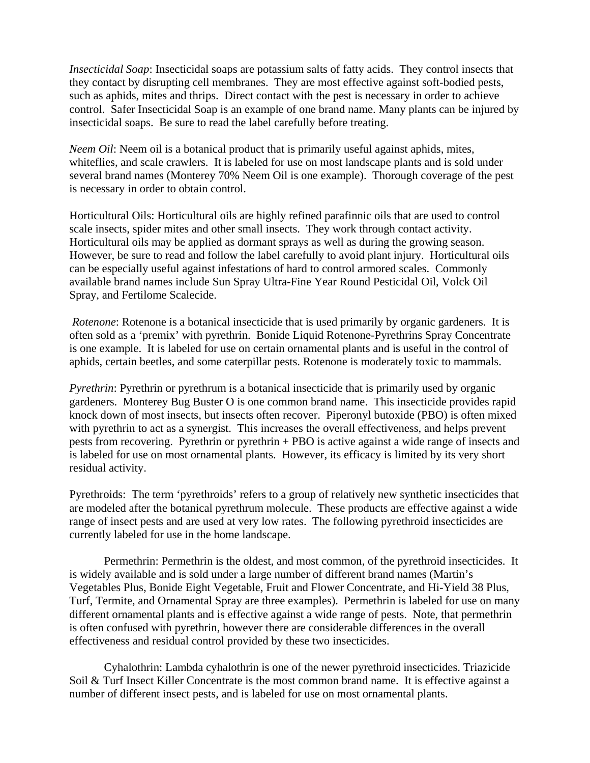*Insecticidal Soap*: Insecticidal soaps are potassium salts of fatty acids. They control insects that they contact by disrupting cell membranes. They are most effective against soft-bodied pests, such as aphids, mites and thrips. Direct contact with the pest is necessary in order to achieve control. Safer Insecticidal Soap is an example of one brand name. Many plants can be injured by insecticidal soaps. Be sure to read the label carefully before treating.

*Neem Oil*: Neem oil is a botanical product that is primarily useful against aphids, mites, whiteflies, and scale crawlers. It is labeled for use on most landscape plants and is sold under several brand names (Monterey 70% Neem Oil is one example). Thorough coverage of the pest is necessary in order to obtain control.

Horticultural Oils: Horticultural oils are highly refined parafinnic oils that are used to control scale insects, spider mites and other small insects. They work through contact activity. Horticultural oils may be applied as dormant sprays as well as during the growing season. However, be sure to read and follow the label carefully to avoid plant injury. Horticultural oils can be especially useful against infestations of hard to control armored scales. Commonly available brand names include Sun Spray Ultra-Fine Year Round Pesticidal Oil, Volck Oil Spray, and Fertilome Scalecide.

*Rotenone*: Rotenone is a botanical insecticide that is used primarily by organic gardeners. It is often sold as a 'premix' with pyrethrin. Bonide Liquid Rotenone-Pyrethrins Spray Concentrate is one example. It is labeled for use on certain ornamental plants and is useful in the control of aphids, certain beetles, and some caterpillar pests. Rotenone is moderately toxic to mammals.

*Pyrethrin*: Pyrethrin or pyrethrum is a botanical insecticide that is primarily used by organic gardeners. Monterey Bug Buster O is one common brand name. This insecticide provides rapid knock down of most insects, but insects often recover. Piperonyl butoxide (PBO) is often mixed with pyrethrin to act as a synergist. This increases the overall effectiveness, and helps prevent pests from recovering. Pyrethrin or pyrethrin + PBO is active against a wide range of insects and is labeled for use on most ornamental plants. However, its efficacy is limited by its very short residual activity.

Pyrethroids: The term 'pyrethroids' refers to a group of relatively new synthetic insecticides that are modeled after the botanical pyrethrum molecule. These products are effective against a wide range of insect pests and are used at very low rates. The following pyrethroid insecticides are currently labeled for use in the home landscape.

Permethrin: Permethrin is the oldest, and most common, of the pyrethroid insecticides. It is widely available and is sold under a large number of different brand names (Martin's Vegetables Plus, Bonide Eight Vegetable, Fruit and Flower Concentrate, and Hi-Yield 38 Plus, Turf, Termite, and Ornamental Spray are three examples). Permethrin is labeled for use on many different ornamental plants and is effective against a wide range of pests. Note, that permethrin is often confused with pyrethrin, however there are considerable differences in the overall effectiveness and residual control provided by these two insecticides.

Cyhalothrin: Lambda cyhalothrin is one of the newer pyrethroid insecticides. Triazicide Soil & Turf Insect Killer Concentrate is the most common brand name. It is effective against a number of different insect pests, and is labeled for use on most ornamental plants.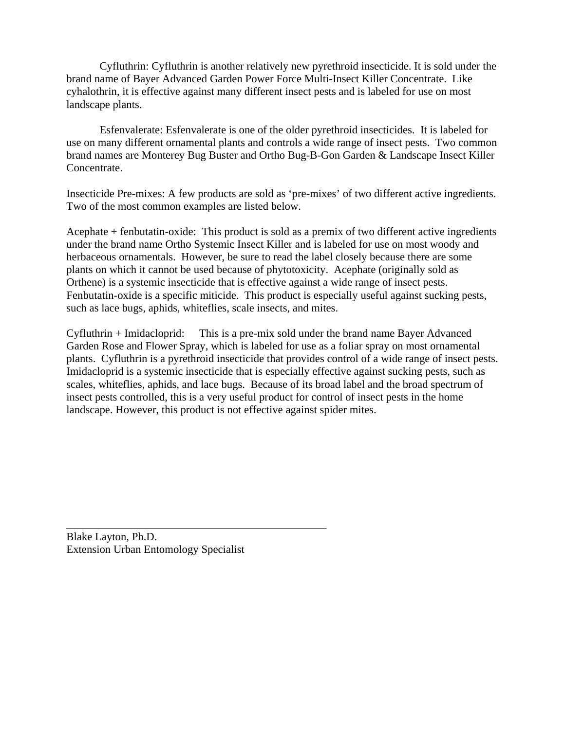Cyfluthrin: Cyfluthrin is another relatively new pyrethroid insecticide. It is sold under the brand name of Bayer Advanced Garden Power Force Multi-Insect Killer Concentrate. Like cyhalothrin, it is effective against many different insect pests and is labeled for use on most landscape plants.

Esfenvalerate: Esfenvalerate is one of the older pyrethroid insecticides. It is labeled for use on many different ornamental plants and controls a wide range of insect pests. Two common brand names are Monterey Bug Buster and Ortho Bug-B-Gon Garden & Landscape Insect Killer Concentrate.

Insecticide Pre-mixes: A few products are sold as 'pre-mixes' of two different active ingredients. Two of the most common examples are listed below.

Acephate + fenbutatin-oxide: This product is sold as a premix of two different active ingredients under the brand name Ortho Systemic Insect Killer and is labeled for use on most woody and herbaceous ornamentals. However, be sure to read the label closely because there are some plants on which it cannot be used because of phytotoxicity. Acephate (originally sold as Orthene) is a systemic insecticide that is effective against a wide range of insect pests. Fenbutatin-oxide is a specific miticide. This product is especially useful against sucking pests, such as lace bugs, aphids, whiteflies, scale insects, and mites.

Cyfluthrin + Imidacloprid: This is a pre-mix sold under the brand name Bayer Advanced Garden Rose and Flower Spray, which is labeled for use as a foliar spray on most ornamental plants. Cyfluthrin is a pyrethroid insecticide that provides control of a wide range of insect pests. Imidacloprid is a systemic insecticide that is especially effective against sucking pests, such as scales, whiteflies, aphids, and lace bugs. Because of its broad label and the broad spectrum of insect pests controlled, this is a very useful product for control of insect pests in the home landscape. However, this product is not effective against spider mites.

\_\_\_\_\_\_\_\_\_\_\_\_\_\_\_\_\_\_\_\_\_\_\_\_\_\_\_\_\_\_\_\_\_\_\_\_\_\_\_\_\_\_\_\_\_\_\_\_

Blake Layton, Ph.D.
Extension Urban Entomology Specialist